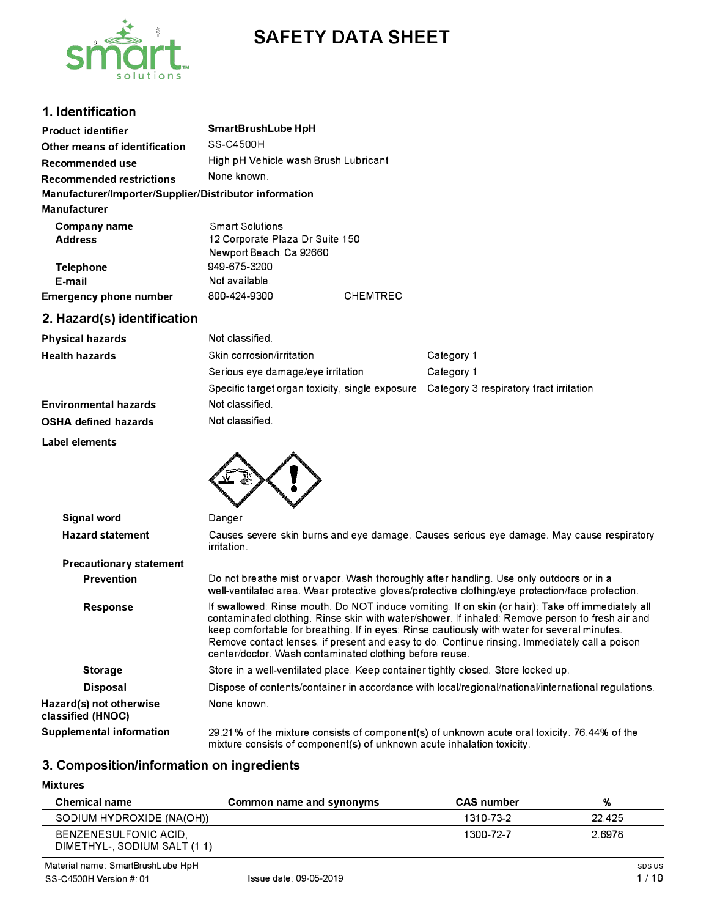# SAFETY DATA SHEET

## 1. Identification

| | |
|---|---|
| **Product identifier** | **SmartBrushLube HpH** |
| **Other means of identification** | SS-C4500H |
| **Recommended use** | High pH Vehicle wash Brush Lubricant |
| **Recommended restrictions** | None known. |

**Manufacturer/Importer/Supplier/Distributor information**

**Manufacturer**

| | |
|---|---|
| **Company name** | Smart Solutions |
| **Address** | 12 Corporate Plaza Dr Suite 150<br>Newport Beach, Ca 92660 |
| **Telephone** | 949-675-3200 |
| **E-mail** | Not available. |
| **Emergency phone number** | 800-424-9300 CHEMTREC |

## 2. Hazard(s) identification

| | | |
|---|---|---|
| **Physical hazards** | Not classified. | |
| **Health hazards** | Skin corrosion/irritation | Category 1 |
| | Serious eye damage/eye irritation | Category 1 |
| | Specific target organ toxicity, single exposure | Category 3 respiratory tract irritation |
| **Environmental hazards** | Not classified. | |
| **OSHA defined hazards** | Not classified. | |

**Label elements**

**Signal word** Danger

**Hazard statement** Causes severe skin burns and eye damage. Causes serious eye damage. May cause respiratory irritation.

**Precautionary statement**

**Prevention** Do not breathe mist or vapor. Wash thoroughly after handling. Use only outdoors or in a well-ventilated area. Wear protective gloves/protective clothing/eye protection/face protection.

**Response** If swallowed: Rinse mouth. Do NOT induce vomiting. If on skin (or hair): Take off immediately all contaminated clothing. Rinse skin with water/shower. If inhaled: Remove person to fresh air and keep comfortable for breathing. If in eyes: Rinse cautiously with water for several minutes. Remove contact lenses, if present and easy to do. Continue rinsing. Immediately call a poison center/doctor. Wash contaminated clothing before reuse.

**Storage** Store in a well-ventilated place. Keep container tightly closed. Store locked up.

**Disposal** Dispose of contents/container in accordance with local/regional/national/international regulations.

**Hazard(s) not otherwise classified (HNOC)** None known.

**Supplemental information** 29.21% of the mixture consists of component(s) of unknown acute oral toxicity. 76.44% of the mixture consists of component(s) of unknown acute inhalation toxicity.

## 3. Composition/information on ingredients

**Mixtures**

| Chemical name | Common name and synonyms | CAS number | % |
|---|---|---|---|
| SODIUM HYDROXIDE (NA(OH)) | | 1310-73-2 | 22.425 |
| BENZENESULFONIC ACID, DIMETHYL-, SODIUM SALT (1 1) | | 1300-72-7 | 2.6978 |

Material name: SmartBrushLube HpH

SS-C4500H Version #: 01 Issue date: 09-05-2019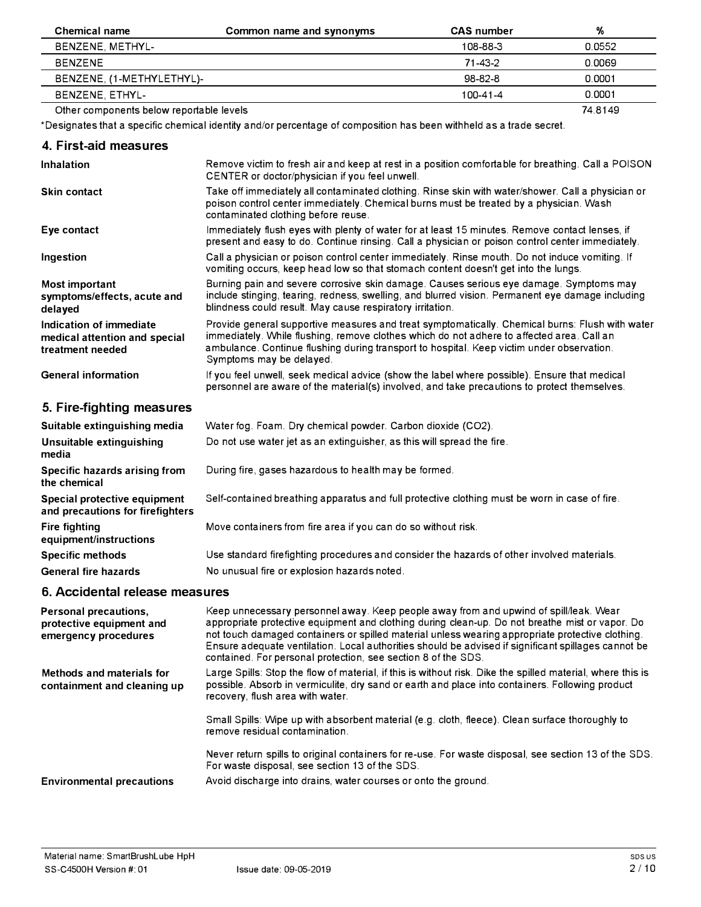| Chemical name | Common name and synonyms | CAS number | % |
|---|---|---|---|
| BENZENE, METHYL- | | 108-88-3 | 0.0552 |
| BENZENE | | 71-43-2 | 0.0069 |
| BENZENE, (1-METHYLETHYL)- | | 98-82-8 | 0.0001 |
| BENZENE, ETHYL- | | 100-41-4 | 0.0001 |
| Other components below reportable levels | | | 74.8149 |

*Designates that a specific chemical identity and/or percentage of composition has been withheld as a trade secret.

## 4. First-aid measures

**Inhalation**
Remove victim to fresh air and keep at rest in a position comfortable for breathing. Call a POISON CENTER or doctor/physician if you feel unwell.

**Skin contact**
Take off immediately all contaminated clothing. Rinse skin with water/shower. Call a physician or poison control center immediately. Chemical burns must be treated by a physician. Wash contaminated clothing before reuse.

**Eye contact**
Immediately flush eyes with plenty of water for at least 15 minutes. Remove contact lenses, if present and easy to do. Continue rinsing. Call a physician or poison control center immediately.

**Ingestion**
Call a physician or poison control center immediately. Rinse mouth. Do not induce vomiting. If vomiting occurs, keep head low so that stomach content doesn't get into the lungs.

**Most important symptoms/effects, acute and delayed**
Burning pain and severe corrosive skin damage. Causes serious eye damage. Symptoms may include stinging, tearing, redness, swelling, and blurred vision. Permanent eye damage including blindness could result. May cause respiratory irritation.

**Indication of immediate medical attention and special treatment needed**
Provide general supportive measures and treat symptomatically. Chemical burns: Flush with water immediately. While flushing, remove clothes which do not adhere to affected area. Call an ambulance. Continue flushing during transport to hospital. Keep victim under observation. Symptoms may be delayed.

**General information**
If you feel unwell, seek medical advice (show the label where possible). Ensure that medical personnel are aware of the material(s) involved, and take precautions to protect themselves.

## 5. Fire-fighting measures

**Suitable extinguishing media**
Water fog. Foam. Dry chemical powder. Carbon dioxide ($CO_2$).

**Unsuitable extinguishing media**
Do not use water jet as an extinguisher, as this will spread the fire.

**Specific hazards arising from the chemical**
During fire, gases hazardous to health may be formed.

**Special protective equipment and precautions for firefighters**
Self-contained breathing apparatus and full protective clothing must be worn in case of fire.

**Fire fighting equipment/instructions**
Move containers from fire area if you can do so without risk.

**Specific methods**
Use standard firefighting procedures and consider the hazards of other involved materials.

**General fire hazards**
No unusual fire or explosion hazards noted.

## 6. Accidental release measures

**Personal precautions, protective equipment and emergency procedures**
Keep unnecessary personnel away. Keep people away from and upwind of spill/leak. Wear appropriate protective equipment and clothing during clean-up. Do not breathe mist or vapor. Do not touch damaged containers or spilled material unless wearing appropriate protective clothing. Ensure adequate ventilation. Local authorities should be advised if significant spillages cannot be contained. For personal protection, see section 8 of the SDS.

**Methods and materials for containment and cleaning up**
Large Spills: Stop the flow of material, if this is without risk. Dike the spilled material, where this is possible. Absorb in vermiculite, dry sand or earth and place into containers. Following product recovery, flush area with water.

Small Spills: Wipe up with absorbent material (e.g. cloth, fleece). Clean surface thoroughly to remove residual contamination.

Never return spills to original containers for re-use. For waste disposal, see section 13 of the SDS. For waste disposal, see section 13 of the SDS.

**Environmental precautions**
Avoid discharge into drains, water courses or onto the ground.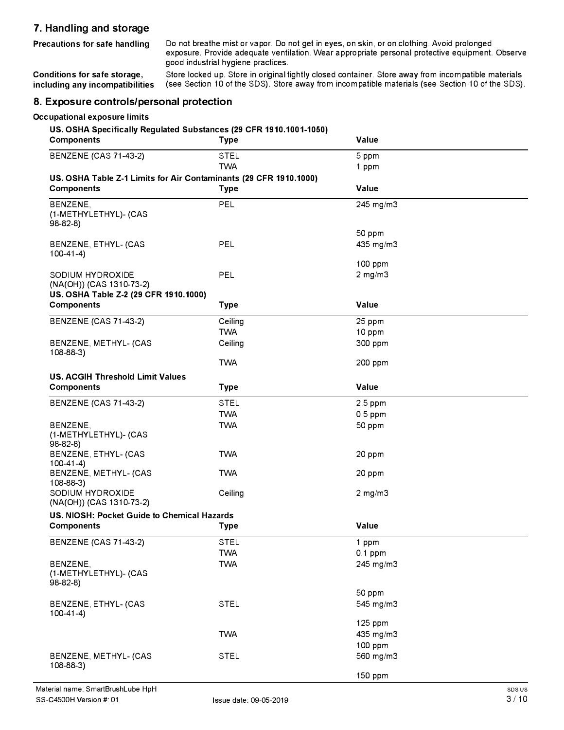## 7. Handling and storage

**Precautions for safe handling**
Do not breathe mist or vapor. Do not get in eyes, on skin, or on clothing. Avoid prolonged exposure. Provide adequate ventilation. Wear appropriate personal protective equipment. Observe good industrial hygiene practices.

**Conditions for safe storage, including any incompatibilities**
Store locked up. Store in original tightly closed container. Store away from incompatible materials (see Section 10 of the SDS). Store away from incompatible materials (see Section 10 of the SDS).

## 8. Exposure controls/personal protection

**Occupational exposure limits**

**US. OSHA Specifically Regulated Substances (29 CFR 1910.1001-1050)**

| Components | Type | Value |
|---|---|---|
| BENZENE (CAS 71-43-2) | STEL | 5 ppm |
| | TWA | 1 ppm |

**US. OSHA Table Z-1 Limits for Air Contaminants (29 CFR 1910.1000)**

| Components | Type | Value |
|---|---|---|
| BENZENE, (1-METHYLETHYL)- (CAS 98-82-8) | PEL | 245 mg/m3 |
| | | 50 ppm |
| BENZENE, ETHYL- (CAS 100-41-4) | PEL | 435 mg/m3 |
| | | 100 ppm |
| SODIUM HYDROXIDE (NA(OH)) (CAS 1310-73-2) | PEL | 2 mg/m3 |

**US. OSHA Table Z-2 (29 CFR 1910.1000)**

| Components | Type | Value |
|---|---|---|
| BENZENE (CAS 71-43-2) | Ceiling | 25 ppm |
| | TWA | 10 ppm |
| BENZENE, METHYL- (CAS 108-88-3) | Ceiling | 300 ppm |
| | TWA | 200 ppm |

**US. ACGIH Threshold Limit Values**

| Components | Type | Value |
|---|---|---|
| BENZENE (CAS 71-43-2) | STEL | 2.5 ppm |
| | TWA | 0.5 ppm |
| BENZENE, (1-METHYLETHYL)- (CAS 98-82-8) | TWA | 50 ppm |
| BENZENE, ETHYL- (CAS 100-41-4) | TWA | 20 ppm |
| BENZENE, METHYL- (CAS 108-88-3) | TWA | 20 ppm |
| SODIUM HYDROXIDE (NA(OH)) (CAS 1310-73-2) | Ceiling | 2 mg/m3 |

**US. NIOSH: Pocket Guide to Chemical Hazards**

| Components | Type | Value |
|---|---|---|
| BENZENE (CAS 71-43-2) | STEL | 1 ppm |
| | TWA | 0.1 ppm |
| BENZENE, (1-METHYLETHYL)- (CAS 98-82-8) | TWA | 245 mg/m3 |
| | | 50 ppm |
| BENZENE, ETHYL- (CAS 100-41-4) | STEL | 545 mg/m3 |
| | | 125 ppm |
| | TWA | 435 mg/m3 |
| | | 100 ppm |
| BENZENE, METHYL- (CAS 108-88-3) | STEL | 560 mg/m3 |
| | | 150 ppm |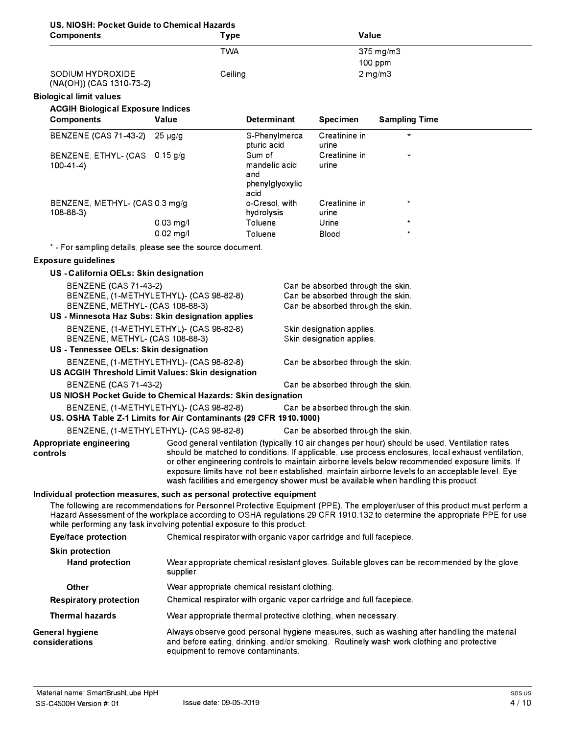**US. NIOSH: Pocket Guide to Chemical Hazards**

| Components | Type | Value |
|---|---|---|
| | TWA | 375 mg/m3 |
| | | 100 ppm |
| SODIUM HYDROXIDE (NA(OH)) (CAS 1310-73-2) | Ceiling | 2 mg/m3 |

**Biological limit values**

**ACGIH Biological Exposure Indices**

| Components | Value | Determinant | Specimen | Sampling Time |
|---|---|---|---|---|
| BENZENE (CAS 71-43-2) | 25 µg/g | S-Phenylmercapturic acid | Creatinine in urine | * |
| BENZENE, ETHYL- (CAS 100-41-4) | 0.15 g/g | Sum of mandelic acid and phenylglyoxylic acid | Creatinine in urine | * |
| BENZENE, METHYL- (CAS 108-88-3) | 0.3 mg/g | o-Cresol, with hydrolysis | Creatinine in urine | * |
| | 0.03 mg/l | Toluene | Urine | * |
| | 0.02 mg/l | Toluene | Blood | * |

* - For sampling details, please see the source document.

**Exposure guidelines**

**US - California OELs: Skin designation**

| | |
|---|---|
| BENZENE (CAS 71-43-2) | Can be absorbed through the skin. |
| BENZENE, (1-METHYLETHYL)- (CAS 98-82-8) | Can be absorbed through the skin. |
| BENZENE, METHYL- (CAS 108-88-3) | Can be absorbed through the skin. |

**US - Minnesota Haz Subs: Skin designation applies**

| | |
|---|---|
| BENZENE, (1-METHYLETHYL)- (CAS 98-82-8) | Skin designation applies. |
| BENZENE, METHYL- (CAS 108-88-3) | Skin designation applies. |

**US - Tennessee OELs: Skin designation**

| | |
|---|---|
| BENZENE, (1-METHYLETHYL)- (CAS 98-82-8) | Can be absorbed through the skin. |

**US ACGIH Threshold Limit Values: Skin designation**

| | |
|---|---|
| BENZENE (CAS 71-43-2) | Can be absorbed through the skin. |

**US NIOSH Pocket Guide to Chemical Hazards: Skin designation**

| | |
|---|---|
| BENZENE, (1-METHYLETHYL)- (CAS 98-82-8) | Can be absorbed through the skin. |

**US. OSHA Table Z-1 Limits for Air Contaminants (29 CFR 1910.1000)**

| | |
|---|---|
| BENZENE, (1-METHYLETHYL)- (CAS 98-82-8) | Can be absorbed through the skin. |

**Appropriate engineering controls**

Good general ventilation (typically 10 air changes per hour) should be used. Ventilation rates should be matched to conditions. If applicable, use process enclosures, local exhaust ventilation, or other engineering controls to maintain airborne levels below recommended exposure limits. If exposure limits have not been established, maintain airborne levels to an acceptable level. Eye wash facilities and emergency shower must be available when handling this product.

**Individual protection measures, such as personal protective equipment**

The following are recommendations for Personnel Protective Equipment (PPE). The employer/user of this product must perform a Hazard Assessment of the workplace according to OSHA regulations 29 CFR 1910.132 to determine the appropriate PPE for use while performing any task involving potential exposure to this product.

**Eye/face protection**

Chemical respirator with organic vapor cartridge and full facepiece.

**Skin protection**

**Hand protection**

Wear appropriate chemical resistant gloves. Suitable gloves can be recommended by the glove supplier.

**Other**

Wear appropriate chemical resistant clothing.

**Respiratory protection**

Chemical respirator with organic vapor cartridge and full facepiece.

**Thermal hazards**

Wear appropriate thermal protective clothing, when necessary.

**General hygiene considerations**

Always observe good personal hygiene measures, such as washing after handling the material and before eating, drinking, and/or smoking. Routinely wash work clothing and protective equipment to remove contaminants.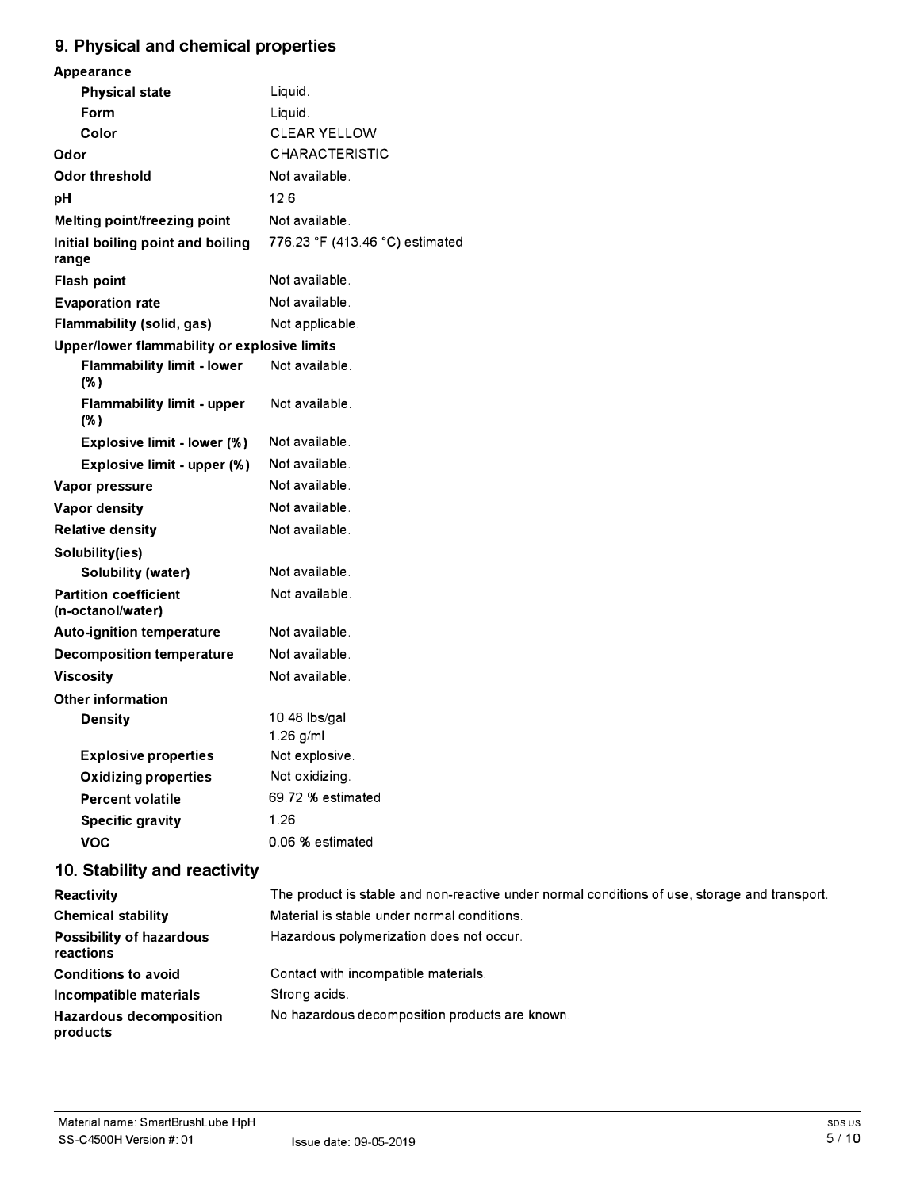## 9. Physical and chemical properties

| Property | Value |
|---|---|
| **Appearance** | |
| **Physical state** | Liquid. |
| **Form** | Liquid. |
| **Color** | CLEAR YELLOW |
| **Odor** | CHARACTERISTIC |
| **Odor threshold** | Not available. |
| **pH** | 12.6 |
| **Melting point/freezing point** | Not available. |
| **Initial boiling point and boiling range** | 776.23 °F (413.46 °C) estimated |
| **Flash point** | Not available. |
| **Evaporation rate** | Not available. |
| **Flammability (solid, gas)** | Not applicable. |
| **Upper/lower flammability or explosive limits** | |
| **Flammability limit - lower (%)** | Not available. |
| **Flammability limit - upper (%)** | Not available. |
| **Explosive limit - lower (%)** | Not available. |
| **Explosive limit - upper (%)** | Not available. |
| **Vapor pressure** | Not available. |
| **Vapor density** | Not available. |
| **Relative density** | Not available. |
| **Solubility(ies)** | |
| **Solubility (water)** | Not available. |
| **Partition coefficient (n-octanol/water)** | Not available. |
| **Auto-ignition temperature** | Not available. |
| **Decomposition temperature** | Not available. |
| **Viscosity** | Not available. |
| **Other information** | |
| **Density** | 10.48 lbs/gal<br>1.26 g/ml |
| **Explosive properties** | Not explosive. |
| **Oxidizing properties** | Not oxidizing. |
| **Percent volatile** | 69.72 % estimated |
| **Specific gravity** | 1.26 |
| **VOC** | 0.06 % estimated |

## 10. Stability and reactivity

| Property | Value |
|---|---|
| **Reactivity** | The product is stable and non-reactive under normal conditions of use, storage and transport. |
| **Chemical stability** | Material is stable under normal conditions. |
| **Possibility of hazardous reactions** | Hazardous polymerization does not occur. |
| **Conditions to avoid** | Contact with incompatible materials. |
| **Incompatible materials** | Strong acids. |
| **Hazardous decomposition products** | No hazardous decomposition products are known. |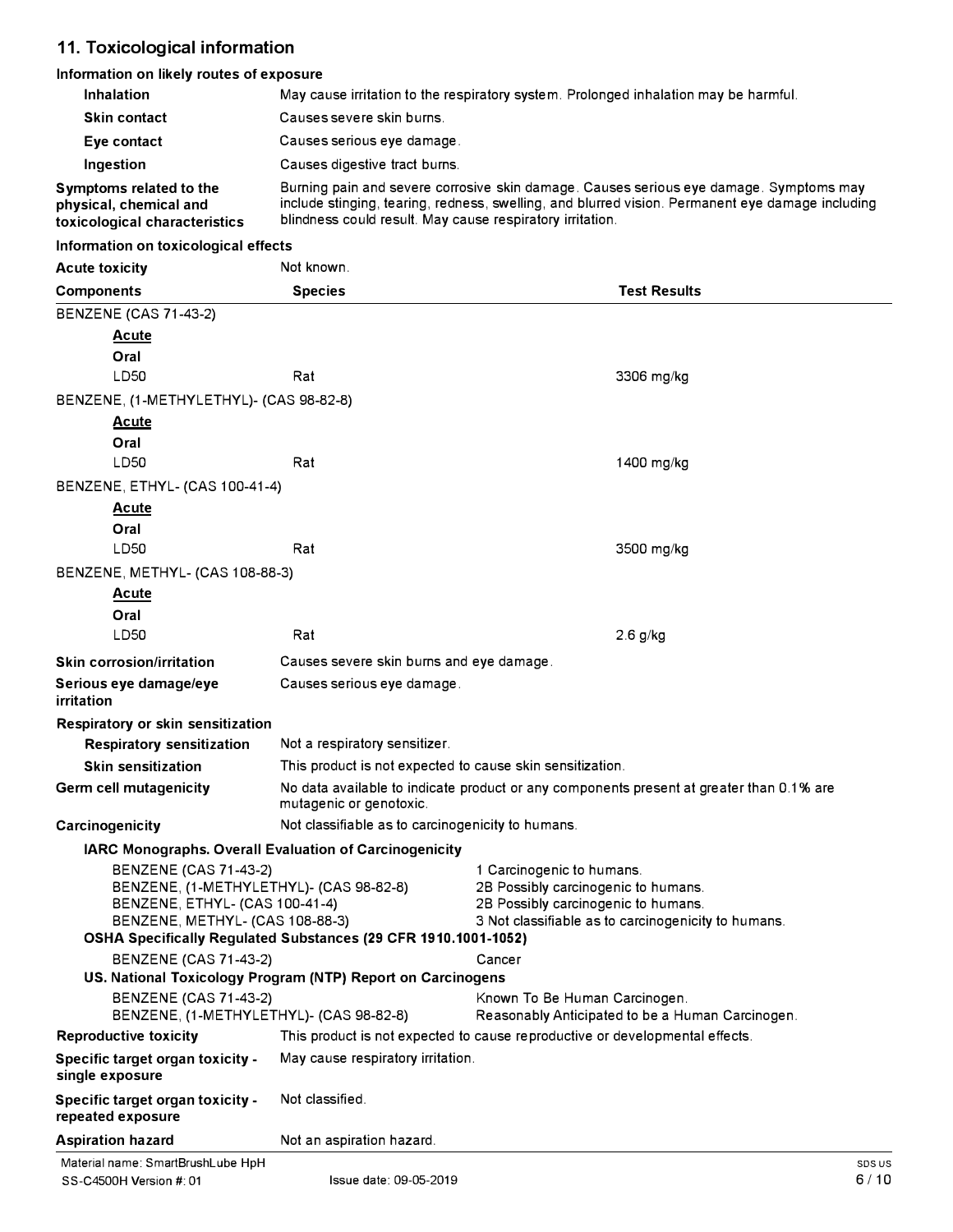## 11. Toxicological information

### Information on likely routes of exposure

**Inhalation** May cause irritation to the respiratory system. Prolonged inhalation may be harmful.

**Skin contact** Causes severe skin burns.

**Eye contact** Causes serious eye damage.

**Ingestion** Causes digestive tract burns.

**Symptoms related to the physical, chemical and toxicological characteristics** Burning pain and severe corrosive skin damage. Causes serious eye damage. Symptoms may include stinging, tearing, redness, swelling, and blurred vision. Permanent eye damage including blindness could result. May cause respiratory irritation.

### Information on toxicological effects

**Acute toxicity** Not known.

| Components | Species | Test Results |
|---|---|---|
| BENZENE (CAS 71-43-2) | | |
| ***Acute*** | | |
| **Oral** | | |
| LD50 | Rat | 3306 mg/kg |
| BENZENE, (1-METHYLETHYL)- (CAS 98-82-8) | | |
| ***Acute*** | | |
| **Oral** | | |
| LD50 | Rat | 1400 mg/kg |
| BENZENE, ETHYL- (CAS 100-41-4) | | |
| ***Acute*** | | |
| **Oral** | | |
| LD50 | Rat | 3500 mg/kg |
| BENZENE, METHYL- (CAS 108-88-3) | | |
| ***Acute*** | | |
| **Oral** | | |
| LD50 | Rat | 2.6 g/kg |

**Skin corrosion/irritation** Causes severe skin burns and eye damage.

**Serious eye damage/eye irritation** Causes serious eye damage.

**Respiratory or skin sensitization**

**Respiratory sensitization** Not a respiratory sensitizer.

**Skin sensitization** This product is not expected to cause skin sensitization.

**Germ cell mutagenicity** No data available to indicate product or any components present at greater than 0.1% are mutagenic or genotoxic.

**Carcinogenicity** Not classifiable as to carcinogenicity to humans.

**IARC Monographs. Overall Evaluation of Carcinogenicity**

| | |
|---|---|
| BENZENE (CAS 71-43-2) | 1 Carcinogenic to humans. |
| BENZENE, (1-METHYLETHYL)- (CAS 98-82-8) | 2B Possibly carcinogenic to humans. |
| BENZENE, ETHYL- (CAS 100-41-4) | 2B Possibly carcinogenic to humans. |
| BENZENE, METHYL- (CAS 108-88-3) | 3 Not classifiable as to carcinogenicity to humans. |

**OSHA Specifically Regulated Substances (29 CFR 1910.1001-1052)**

| | |
|---|---|
| BENZENE (CAS 71-43-2) | Cancer |

**US. National Toxicology Program (NTP) Report on Carcinogens**

| | |
|---|---|
| BENZENE (CAS 71-43-2) | Known To Be Human Carcinogen. |
| BENZENE, (1-METHYLETHYL)- (CAS 98-82-8) | Reasonably Anticipated to be a Human Carcinogen. |

**Reproductive toxicity** This product is not expected to cause reproductive or developmental effects.

**Specific target organ toxicity - single exposure** May cause respiratory irritation.

**Specific target organ toxicity - repeated exposure** Not classified.

**Aspiration hazard** Not an aspiration hazard.

Material name: SmartBrushLube HpH

SS-C4500H Version #: 01 Issue date: 09-05-2019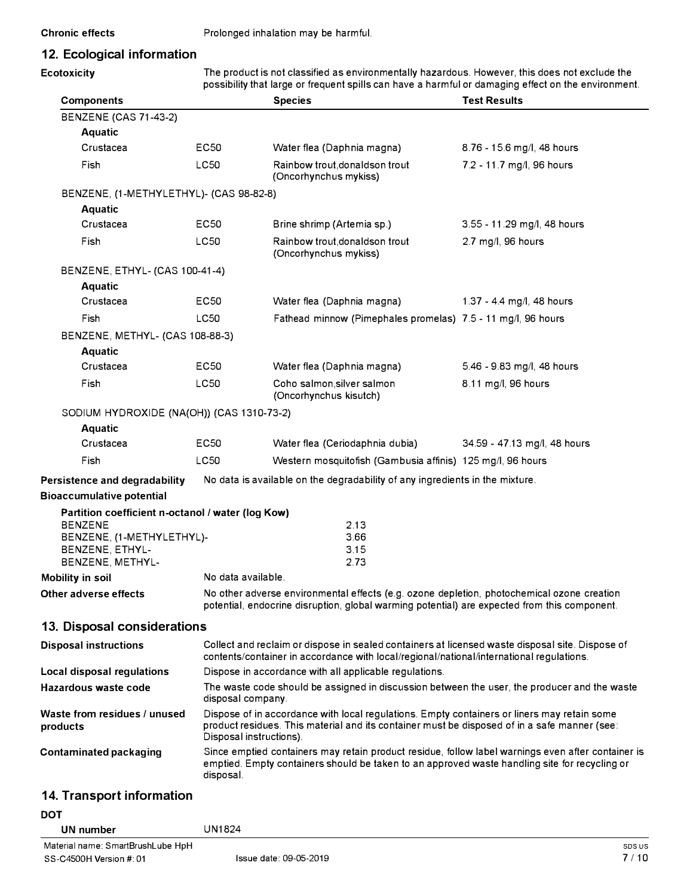**Chronic effects** Prolonged inhalation may be harmful.

## 12. Ecological information

**Ecotoxicity** The product is not classified as environmentally hazardous. However, this does not exclude the possibility that large or frequent spills can have a harmful or damaging effect on the environment.

| Components | | Species | Test Results |
|---|---|---|---|
| BENZENE (CAS 71-43-2) | | | |
| **Aquatic** | | | |
| Crustacea | EC50 | Water flea (Daphnia magna) | 8.76 - 15.6 mg/l, 48 hours |
| Fish | LC50 | Rainbow trout,donaldson trout (Oncorhynchus mykiss) | 7.2 - 11.7 mg/l, 96 hours |
| BENZENE, (1-METHYLETHYL)- (CAS 98-82-8) | | | |
| **Aquatic** | | | |
| Crustacea | EC50 | Brine shrimp (Artemia sp.) | 3.55 - 11.29 mg/l, 48 hours |
| Fish | LC50 | Rainbow trout,donaldson trout (Oncorhynchus mykiss) | 2.7 mg/l, 96 hours |
| BENZENE, ETHYL- (CAS 100-41-4) | | | |
| **Aquatic** | | | |
| Crustacea | EC50 | Water flea (Daphnia magna) | 1.37 - 4.4 mg/l, 48 hours |
| Fish | LC50 | Fathead minnow (Pimephales promelas) | 7.5 - 11 mg/l, 96 hours |
| BENZENE, METHYL- (CAS 108-88-3) | | | |
| **Aquatic** | | | |
| Crustacea | EC50 | Water flea (Daphnia magna) | 5.46 - 9.83 mg/l, 48 hours |
| Fish | LC50 | Coho salmon,silver salmon (Oncorhynchus kisutch) | 8.11 mg/l, 96 hours |
| SODIUM HYDROXIDE (NA(OH)) (CAS 1310-73-2) | | | |
| **Aquatic** | | | |
| Crustacea | EC50 | Water flea (Ceriodaphnia dubia) | 34.59 - 47.13 mg/l, 48 hours |
| Fish | LC50 | Western mosquitofish (Gambusia affinis) | 125 mg/l, 96 hours |

**Persistence and degradability** No data is available on the degradability of any ingredients in the mixture.

**Bioaccumulative potential**

**Partition coefficient n-octanol / water (log Kow)**

| | |
|---|---|
| BENZENE | 2.13 |
| BENZENE, (1-METHYLETHYL)- | 3.66 |
| BENZENE, ETHYL- | 3.15 |
| BENZENE, METHYL- | 2.73 |

**Mobility in soil** No data available.

**Other adverse effects** No other adverse environmental effects (e.g. ozone depletion, photochemical ozone creation potential, endocrine disruption, global warming potential) are expected from this component.

## 13. Disposal considerations

**Disposal instructions** Collect and reclaim or dispose in sealed containers at licensed waste disposal site. Dispose of contents/container in accordance with local/regional/national/international regulations.

**Local disposal regulations** Dispose in accordance with all applicable regulations.

**Hazardous waste code** The waste code should be assigned in discussion between the user, the producer and the waste disposal company.

**Waste from residues / unused products** Dispose of in accordance with local regulations. Empty containers or liners may retain some product residues. This material and its container must be disposed of in a safe manner (see: Disposal instructions).

**Contaminated packaging** Since emptied containers may retain product residue, follow label warnings even after container is emptied. Empty containers should be taken to an approved waste handling site for recycling or disposal.

## 14. Transport information

**DOT**

**UN number** UN1824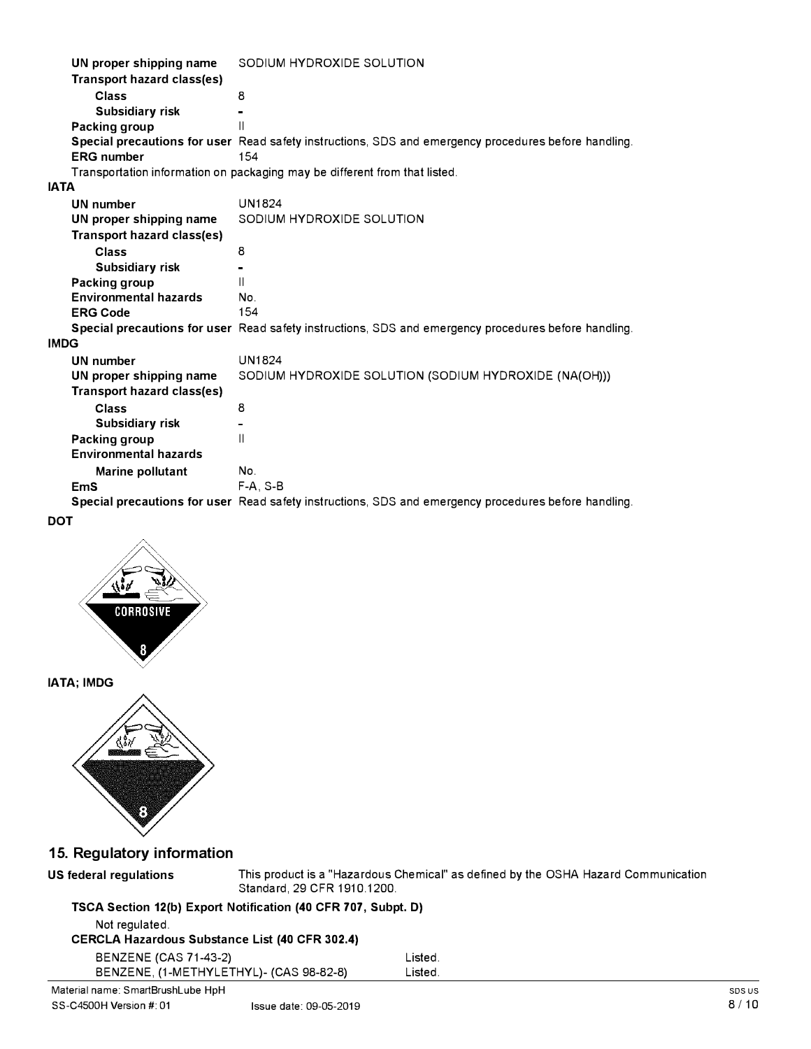| | |
|---|---|
| **UN proper shipping name** | SODIUM HYDROXIDE SOLUTION |
| **Transport hazard class(es)** | |
| **Class** | 8 |
| **Subsidiary risk** | - |
| **Packing group** | II |
| **Special precautions for user** | Read safety instructions, SDS and emergency procedures before handling. |
| **ERG number** | 154 |

Transportation information on packaging may be different from that listed.

**IATA**

| | |
|---|---|
| **UN number** | UN1824 |
| **UN proper shipping name** | SODIUM HYDROXIDE SOLUTION |
| **Transport hazard class(es)** | |
| **Class** | 8 |
| **Subsidiary risk** | - |
| **Packing group** | II |
| **Environmental hazards** | No. |
| **ERG Code** | 154 |
| **Special precautions for user** | Read safety instructions, SDS and emergency procedures before handling. |

**IMDG**

| | |
|---|---|
| **UN number** | UN1824 |
| **UN proper shipping name** | SODIUM HYDROXIDE SOLUTION (SODIUM HYDROXIDE (NA(OH))) |
| **Transport hazard class(es)** | |
| **Class** | 8 |
| **Subsidiary risk** | - |
| **Packing group** | II |
| **Environmental hazards** | |
| **Marine pollutant** | No. |
| **EmS** | F-A, S-B |
| **Special precautions for user** | Read safety instructions, SDS and emergency procedures before handling. |

**DOT**

CORROSIVE 8

**IATA; IMDG**

8

## 15. Regulatory information

**US federal regulations** This product is a "Hazardous Chemical" as defined by the OSHA Hazard Communication Standard, 29 CFR 1910.1200.

**TSCA Section 12(b) Export Notification (40 CFR 707, Subpt. D)**

Not regulated.

**CERCLA Hazardous Substance List (40 CFR 302.4)**

| | |
|---|---|
| BENZENE (CAS 71-43-2) | Listed. |
| BENZENE, (1-METHYLETHYL)- (CAS 98-82-8) | Listed. |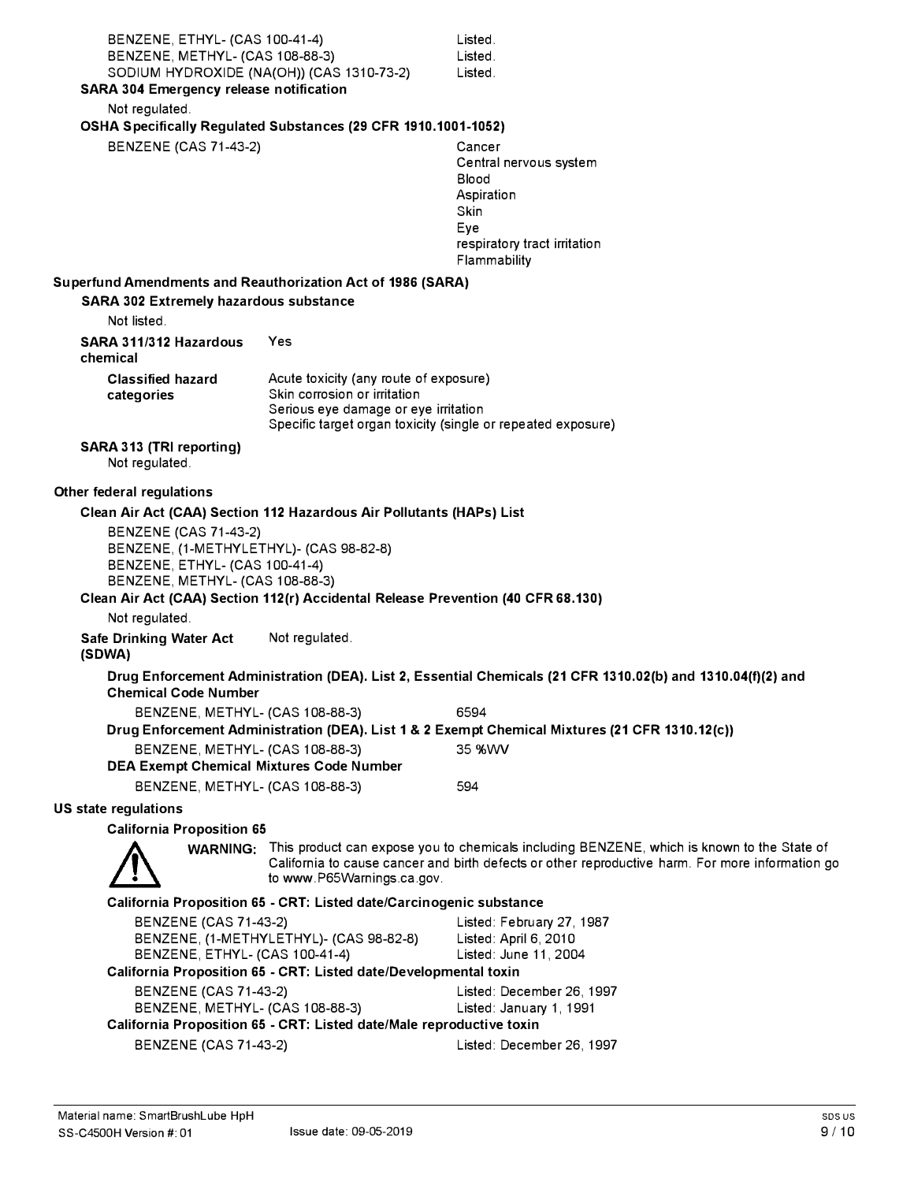| | |
|---|---|
| BENZENE, ETHYL- (CAS 100-41-4) | Listed. |
| BENZENE, METHYL- (CAS 108-88-3) | Listed. |
| SODIUM HYDROXIDE (NA(OH)) (CAS 1310-73-2) | Listed. |

**SARA 304 Emergency release notification**

Not regulated.

**OSHA Specifically Regulated Substances (29 CFR 1910.1001-1052)**

| | |
|---|---|
| BENZENE (CAS 71-43-2) | Cancer<br>Central nervous system<br>Blood<br>Aspiration<br>Skin<br>Eye<br>respiratory tract irritation<br>Flammability |

**Superfund Amendments and Reauthorization Act of 1986 (SARA)**

**SARA 302 Extremely hazardous substance**

Not listed.

**SARA 311/312 Hazardous chemical** Yes

**Classified hazard categories**
Acute toxicity (any route of exposure)
Skin corrosion or irritation
Serious eye damage or eye irritation
Specific target organ toxicity (single or repeated exposure)

**SARA 313 (TRI reporting)**
Not regulated.

**Other federal regulations**

**Clean Air Act (CAA) Section 112 Hazardous Air Pollutants (HAPs) List**

BENZENE (CAS 71-43-2)
BENZENE, (1-METHYLETHYL)- (CAS 98-82-8)
BENZENE, ETHYL- (CAS 100-41-4)
BENZENE, METHYL- (CAS 108-88-3)

**Clean Air Act (CAA) Section 112(r) Accidental Release Prevention (40 CFR 68.130)**

Not regulated.

**Safe Drinking Water Act (SDWA)** Not regulated.

**Drug Enforcement Administration (DEA). List 2, Essential Chemicals (21 CFR 1310.02(b) and 1310.04(f)(2) and Chemical Code Number**

| | |
|---|---|
| BENZENE, METHYL- (CAS 108-88-3) | 6594 |

**Drug Enforcement Administration (DEA). List 1 & 2 Exempt Chemical Mixtures (21 CFR 1310.12(c))**

| | |
|---|---|
| BENZENE, METHYL- (CAS 108-88-3) | 35 %WV |

**DEA Exempt Chemical Mixtures Code Number**

| | |
|---|---|
| BENZENE, METHYL- (CAS 108-88-3) | 594 |

**US state regulations**

**California Proposition 65**

**WARNING:** This product can expose you to chemicals including BENZENE, which is known to the State of California to cause cancer and birth defects or other reproductive harm. For more information go to www.P65Warnings.ca.gov.

**California Proposition 65 - CRT: Listed date/Carcinogenic substance**

| | |
|---|---|
| BENZENE (CAS 71-43-2) | Listed: February 27, 1987 |
| BENZENE, (1-METHYLETHYL)- (CAS 98-82-8) | Listed: April 6, 2010 |
| BENZENE, ETHYL- (CAS 100-41-4) | Listed: June 11, 2004 |

**California Proposition 65 - CRT: Listed date/Developmental toxin**

| | |
|---|---|
| BENZENE (CAS 71-43-2) | Listed: December 26, 1997 |
| BENZENE, METHYL- (CAS 108-88-3) | Listed: January 1, 1991 |

**California Proposition 65 - CRT: Listed date/Male reproductive toxin**

| | |
|---|---|
| BENZENE (CAS 71-43-2) | Listed: December 26, 1997 |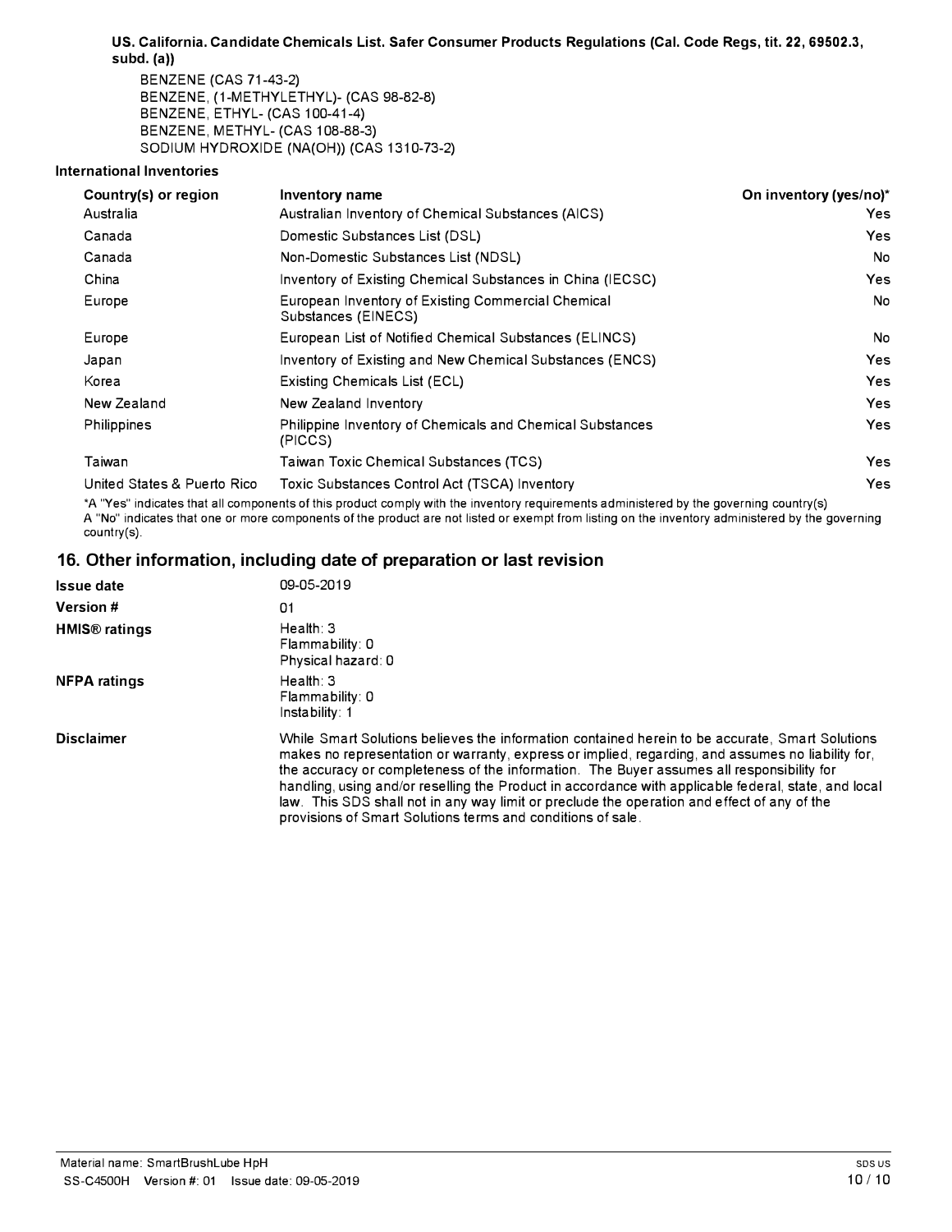**US. California. Candidate Chemicals List. Safer Consumer Products Regulations (Cal. Code Regs, tit. 22, 69502.3, subd. (a))**

BENZENE (CAS 71-43-2)
BENZENE, (1-METHYLETHYL)- (CAS 98-82-8)
BENZENE, ETHYL- (CAS 100-41-4)
BENZENE, METHYL- (CAS 108-88-3)
SODIUM HYDROXIDE (NA(OH)) (CAS 1310-73-2)

**International Inventories**

| Country(s) or region | Inventory name | On inventory (yes/no)* |
|---|---|---|
| Australia | Australian Inventory of Chemical Substances (AICS) | Yes |
| Canada | Domestic Substances List (DSL) | Yes |
| Canada | Non-Domestic Substances List (NDSL) | No |
| China | Inventory of Existing Chemical Substances in China (IECSC) | Yes |
| Europe | European Inventory of Existing Commercial Chemical Substances (EINECS) | No |
| Europe | European List of Notified Chemical Substances (ELINCS) | No |
| Japan | Inventory of Existing and New Chemical Substances (ENCS) | Yes |
| Korea | Existing Chemicals List (ECL) | Yes |
| New Zealand | New Zealand Inventory | Yes |
| Philippines | Philippine Inventory of Chemicals and Chemical Substances (PICCS) | Yes |
| Taiwan | Taiwan Toxic Chemical Substances (TCS) | Yes |
| United States & Puerto Rico | Toxic Substances Control Act (TSCA) Inventory | Yes |

*A "Yes" indicates that all components of this product comply with the inventory requirements administered by the governing country(s)
A "No" indicates that one or more components of the product are not listed or exempt from listing on the inventory administered by the governing country(s).

## 16. Other information, including date of preparation or last revision

**Issue date** 09-05-2019

**Version #** 01

**HMIS® ratings**
Health: 3
Flammability: 0
Physical hazard: 0

**NFPA ratings**
Health: 3
Flammability: 0
Instability: 1

**Disclaimer**
While Smart Solutions believes the information contained herein to be accurate, Smart Solutions makes no representation or warranty, express or implied, regarding, and assumes no liability for, the accuracy or completeness of the information. The Buyer assumes all responsibility for handling, using and/or reselling the Product in accordance with applicable federal, state, and local law. This SDS shall not in any way limit or preclude the operation and effect of any of the provisions of Smart Solutions terms and conditions of sale.